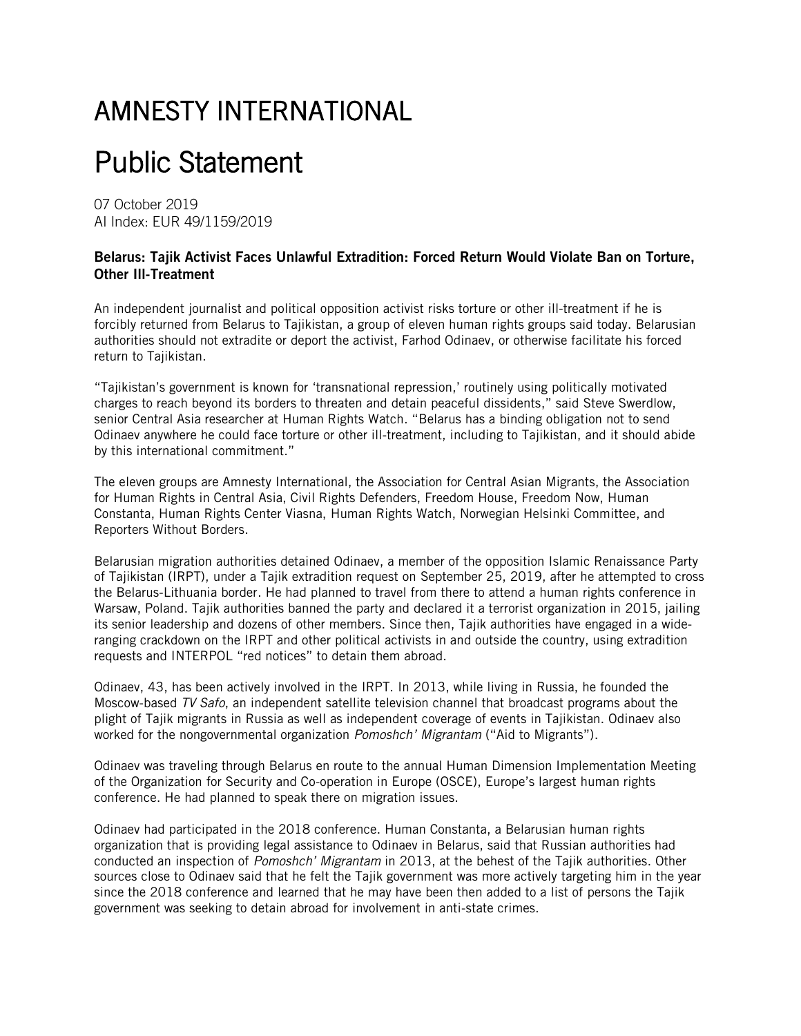# AMNESTY INTERNATIONAL

# Public Statement

07 October 2019
AI Index: EUR 49/1159/2019

**Belarus: Tajik Activist Faces Unlawful Extradition: Forced Return Would Violate Ban on Torture, Other Ill-Treatment**

An independent journalist and political opposition activist risks torture or other ill-treatment if he is forcibly returned from Belarus to Tajikistan, a group of eleven human rights groups said today. Belarusian authorities should not extradite or deport the activist, Farhod Odinaev, or otherwise facilitate his forced return to Tajikistan.

"Tajikistan's government is known for 'transnational repression,' routinely using politically motivated charges to reach beyond its borders to threaten and detain peaceful dissidents," said Steve Swerdlow, senior Central Asia researcher at Human Rights Watch. "Belarus has a binding obligation not to send Odinaev anywhere he could face torture or other ill-treatment, including to Tajikistan, and it should abide by this international commitment."

The eleven groups are Amnesty International, the Association for Central Asian Migrants, the Association for Human Rights in Central Asia, Civil Rights Defenders, Freedom House, Freedom Now, Human Constanta, Human Rights Center Viasna, Human Rights Watch, Norwegian Helsinki Committee, and Reporters Without Borders.

Belarusian migration authorities detained Odinaev, a member of the opposition Islamic Renaissance Party of Tajikistan (IRPT), under a Tajik extradition request on September 25, 2019, after he attempted to cross the Belarus-Lithuania border. He had planned to travel from there to attend a human rights conference in Warsaw, Poland. Tajik authorities banned the party and declared it a terrorist organization in 2015, jailing its senior leadership and dozens of other members. Since then, Tajik authorities have engaged in a wide-ranging crackdown on the IRPT and other political activists in and outside the country, using extradition requests and INTERPOL "red notices" to detain them abroad.

Odinaev, 43, has been actively involved in the IRPT. In 2013, while living in Russia, he founded the Moscow-based *TV Safo*, an independent satellite television channel that broadcast programs about the plight of Tajik migrants in Russia as well as independent coverage of events in Tajikistan. Odinaev also worked for the nongovernmental organization *Pomoshch' Migrantam* ("Aid to Migrants").

Odinaev was traveling through Belarus en route to the annual Human Dimension Implementation Meeting of the Organization for Security and Co-operation in Europe (OSCE), Europe's largest human rights conference. He had planned to speak there on migration issues.

Odinaev had participated in the 2018 conference. Human Constanta, a Belarusian human rights organization that is providing legal assistance to Odinaev in Belarus, said that Russian authorities had conducted an inspection of *Pomoshch' Migrantam* in 2013, at the behest of the Tajik authorities. Other sources close to Odinaev said that he felt the Tajik government was more actively targeting him in the year since the 2018 conference and learned that he may have been then added to a list of persons the Tajik government was seeking to detain abroad for involvement in anti-state crimes.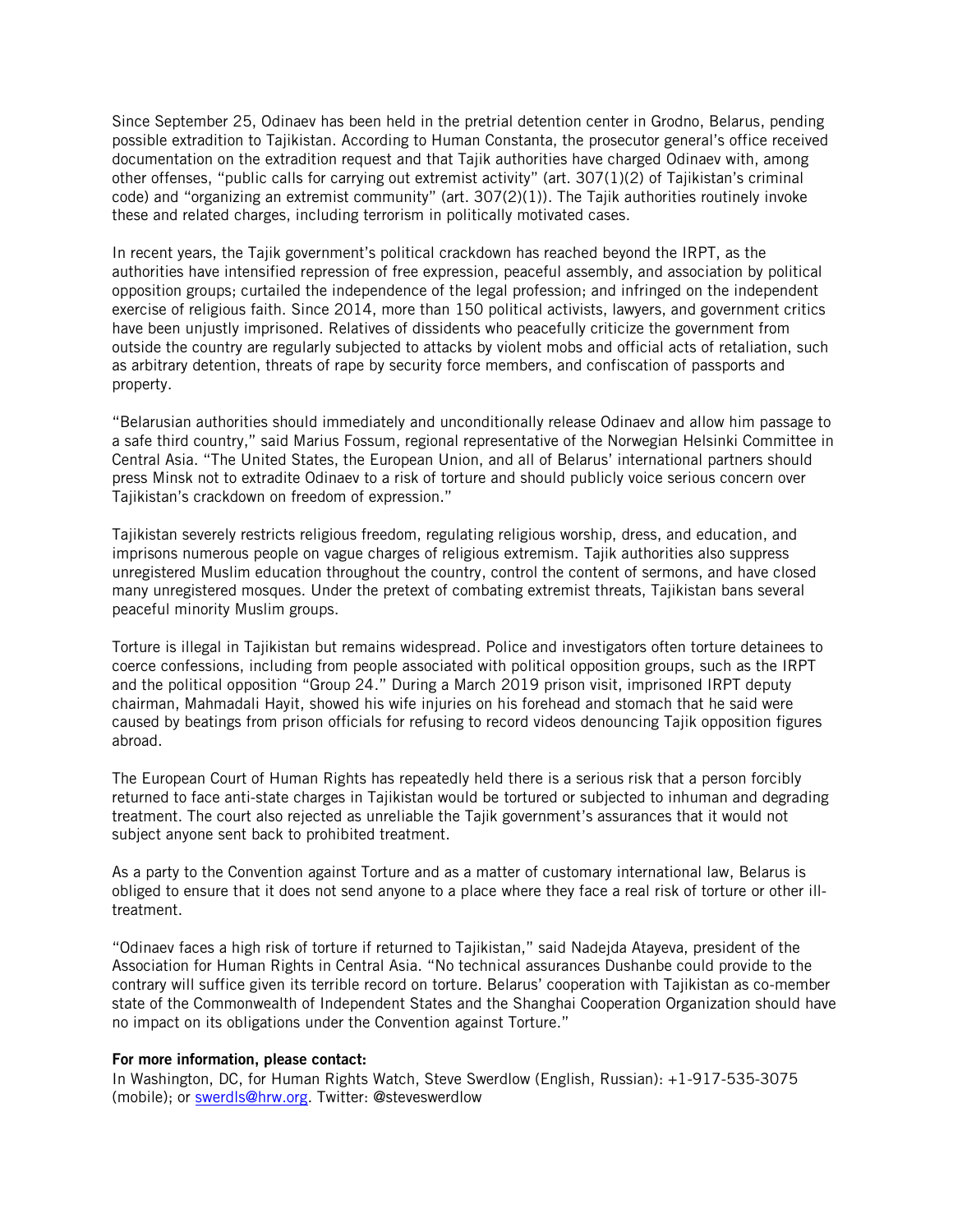Since September 25, Odinaev has been held in the pretrial detention center in Grodno, Belarus, pending possible extradition to Tajikistan. According to Human Constanta, the prosecutor general's office received documentation on the extradition request and that Tajik authorities have charged Odinaev with, among other offenses, "public calls for carrying out extremist activity" (art. 307(1)(2) of Tajikistan's criminal code) and "organizing an extremist community" (art. 307(2)(1)). The Tajik authorities routinely invoke these and related charges, including terrorism in politically motivated cases.

In recent years, the Tajik government's political crackdown has reached beyond the IRPT, as the authorities have intensified repression of free expression, peaceful assembly, and association by political opposition groups; curtailed the independence of the legal profession; and infringed on the independent exercise of religious faith. Since 2014, more than 150 political activists, lawyers, and government critics have been unjustly imprisoned. Relatives of dissidents who peacefully criticize the government from outside the country are regularly subjected to attacks by violent mobs and official acts of retaliation, such as arbitrary detention, threats of rape by security force members, and confiscation of passports and property.

"Belarusian authorities should immediately and unconditionally release Odinaev and allow him passage to a safe third country," said Marius Fossum, regional representative of the Norwegian Helsinki Committee in Central Asia. "The United States, the European Union, and all of Belarus' international partners should press Minsk not to extradite Odinaev to a risk of torture and should publicly voice serious concern over Tajikistan's crackdown on freedom of expression."

Tajikistan severely restricts religious freedom, regulating religious worship, dress, and education, and imprisons numerous people on vague charges of religious extremism. Tajik authorities also suppress unregistered Muslim education throughout the country, control the content of sermons, and have closed many unregistered mosques. Under the pretext of combating extremist threats, Tajikistan bans several peaceful minority Muslim groups.

Torture is illegal in Tajikistan but remains widespread. Police and investigators often torture detainees to coerce confessions, including from people associated with political opposition groups, such as the IRPT and the political opposition "Group 24." During a March 2019 prison visit, imprisoned IRPT deputy chairman, Mahmadali Hayit, showed his wife injuries on his forehead and stomach that he said were caused by beatings from prison officials for refusing to record videos denouncing Tajik opposition figures abroad.

The European Court of Human Rights has repeatedly held there is a serious risk that a person forcibly returned to face anti-state charges in Tajikistan would be tortured or subjected to inhuman and degrading treatment. The court also rejected as unreliable the Tajik government's assurances that it would not subject anyone sent back to prohibited treatment.

As a party to the Convention against Torture and as a matter of customary international law, Belarus is obliged to ensure that it does not send anyone to a place where they face a real risk of torture or other ill-treatment.

"Odinaev faces a high risk of torture if returned to Tajikistan," said Nadejda Atayeva, president of the Association for Human Rights in Central Asia. "No technical assurances Dushanbe could provide to the contrary will suffice given its terrible record on torture. Belarus' cooperation with Tajikistan as co-member state of the Commonwealth of Independent States and the Shanghai Cooperation Organization should have no impact on its obligations under the Convention against Torture."

**For more information, please contact:**
In Washington, DC, for Human Rights Watch, Steve Swerdlow (English, Russian): +1-917-535-3075 (mobile); or swerdls@hrw.org. Twitter: @steveswerdlow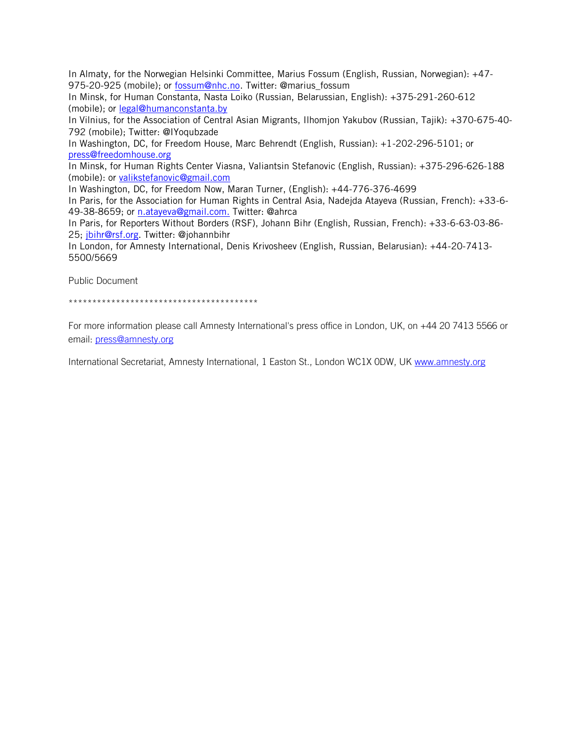In Almaty, for the Norwegian Helsinki Committee, Marius Fossum (English, Russian, Norwegian): +47-975-20-925 (mobile); or fossum@nhc.no. Twitter: @marius_fossum
In Minsk, for Human Constanta, Nasta Loiko (Russian, Belarussian, English): +375-291-260-612 (mobile); or legal@humanconstanta.by
In Vilnius, for the Association of Central Asian Migrants, Ilhomjon Yakubov (Russian, Tajik): +370-675-40-792 (mobile); Twitter: @IYoqubzade
In Washington, DC, for Freedom House, Marc Behrendt (English, Russian): +1-202-296-5101; or press@freedomhouse.org
In Minsk, for Human Rights Center Viasna, Valiantsin Stefanovic (English, Russian): +375-296-626-188 (mobile): or valikstefanovic@gmail.com
In Washington, DC, for Freedom Now, Maran Turner, (English): +44-776-376-4699
In Paris, for the Association for Human Rights in Central Asia, Nadejda Atayeva (Russian, French): +33-6-49-38-8659; or n.atayeva@gmail.com. Twitter: @ahrca
In Paris, for Reporters Without Borders (RSF), Johann Bihr (English, Russian, French): +33-6-63-03-86-25; jbihr@rsf.org. Twitter: @johannbihr
In London, for Amnesty International, Denis Krivosheev (English, Russian, Belarusian): +44-20-7413-5500/5669

Public Document

****************************************

For more information please call Amnesty International's press office in London, UK, on +44 20 7413 5566 or email: press@amnesty.org

International Secretariat, Amnesty International, 1 Easton St., London WC1X 0DW, UK www.amnesty.org